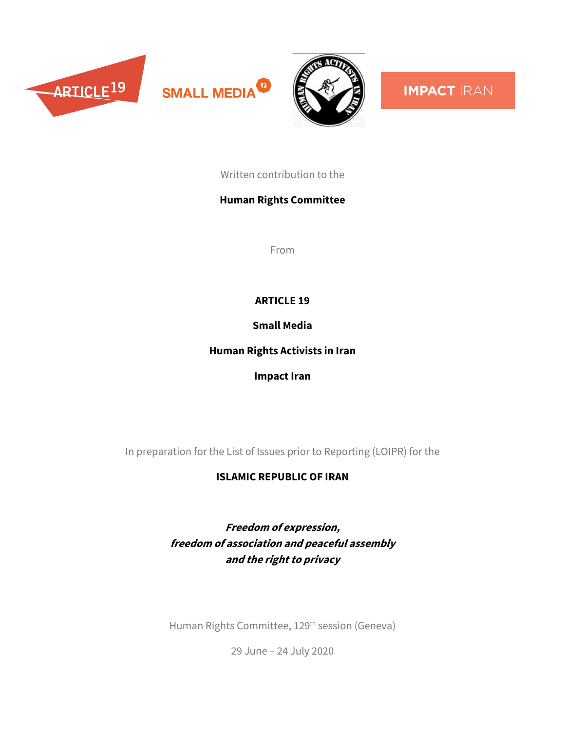Written contribution to the

**Human Rights Committee**

From

**ARTICLE 19**

**Small Media**

**Human Rights Activists in Iran**

**Impact Iran**

In preparation for the List of Issues prior to Reporting (LOIPR) for the

**ISLAMIC REPUBLIC OF IRAN**

***Freedom of expression,***
***freedom of association and peaceful assembly***
***and the right to privacy***

Human Rights Committee, 129th session (Geneva)

29 June – 24 July 2020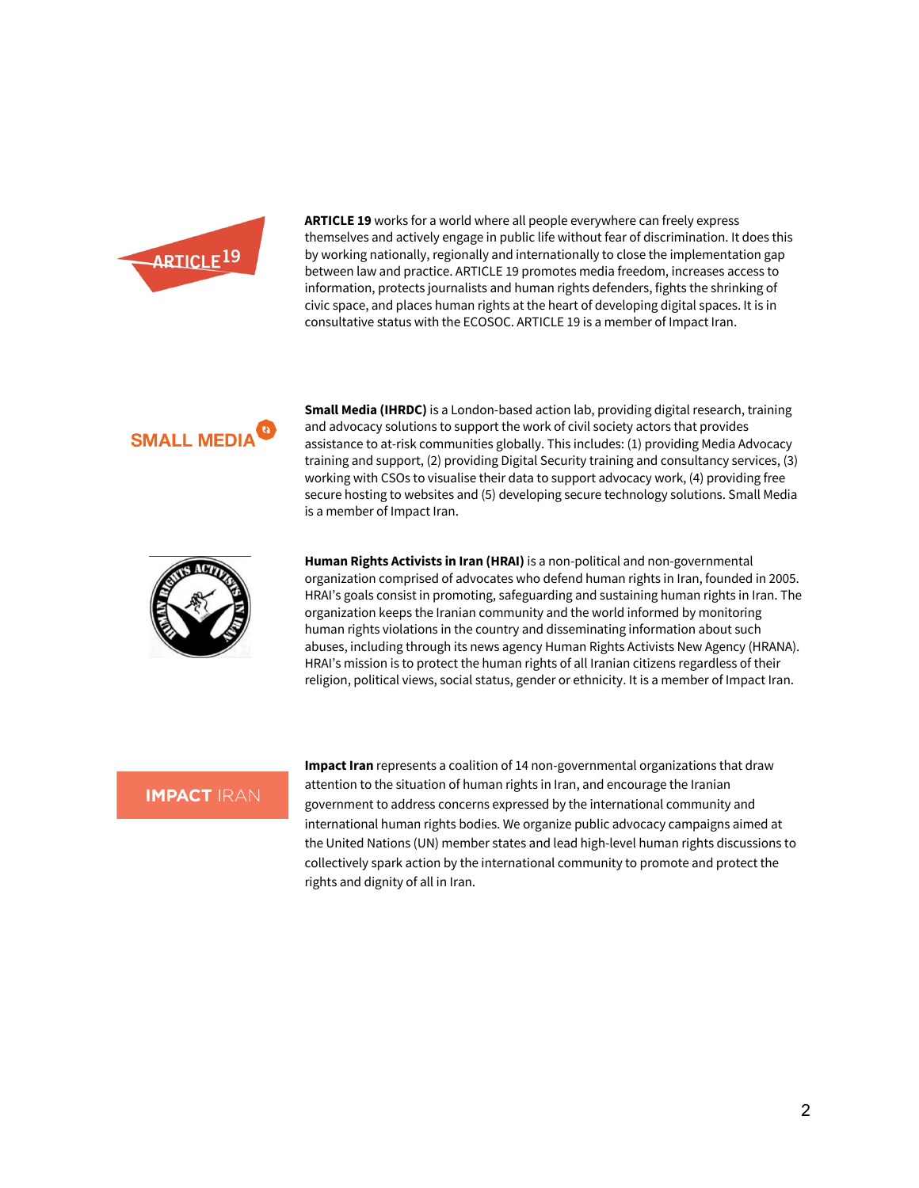**ARTICLE 19** works for a world where all people everywhere can freely express themselves and actively engage in public life without fear of discrimination. It does this by working nationally, regionally and internationally to close the implementation gap between law and practice. ARTICLE 19 promotes media freedom, increases access to information, protects journalists and human rights defenders, fights the shrinking of civic space, and places human rights at the heart of developing digital spaces. It is in consultative status with the ECOSOC. ARTICLE 19 is a member of Impact Iran.

**Small Media (IHRDC)** is a London-based action lab, providing digital research, training and advocacy solutions to support the work of civil society actors that provides assistance to at-risk communities globally. This includes: (1) providing Media Advocacy training and support, (2) providing Digital Security training and consultancy services, (3) working with CSOs to visualise their data to support advocacy work, (4) providing free secure hosting to websites and (5) developing secure technology solutions. Small Media is a member of Impact Iran.

**Human Rights Activists in Iran (HRAI)** is a non-political and non-governmental organization comprised of advocates who defend human rights in Iran, founded in 2005. HRAI's goals consist in promoting, safeguarding and sustaining human rights in Iran. The organization keeps the Iranian community and the world informed by monitoring human rights violations in the country and disseminating information about such abuses, including through its news agency Human Rights Activists New Agency (HRANA). HRAI's mission is to protect the human rights of all Iranian citizens regardless of their religion, political views, social status, gender or ethnicity. It is a member of Impact Iran.

**Impact Iran** represents a coalition of 14 non-governmental organizations that draw attention to the situation of human rights in Iran, and encourage the Iranian government to address concerns expressed by the international community and international human rights bodies. We organize public advocacy campaigns aimed at the United Nations (UN) member states and lead high-level human rights discussions to collectively spark action by the international community to promote and protect the rights and dignity of all in Iran.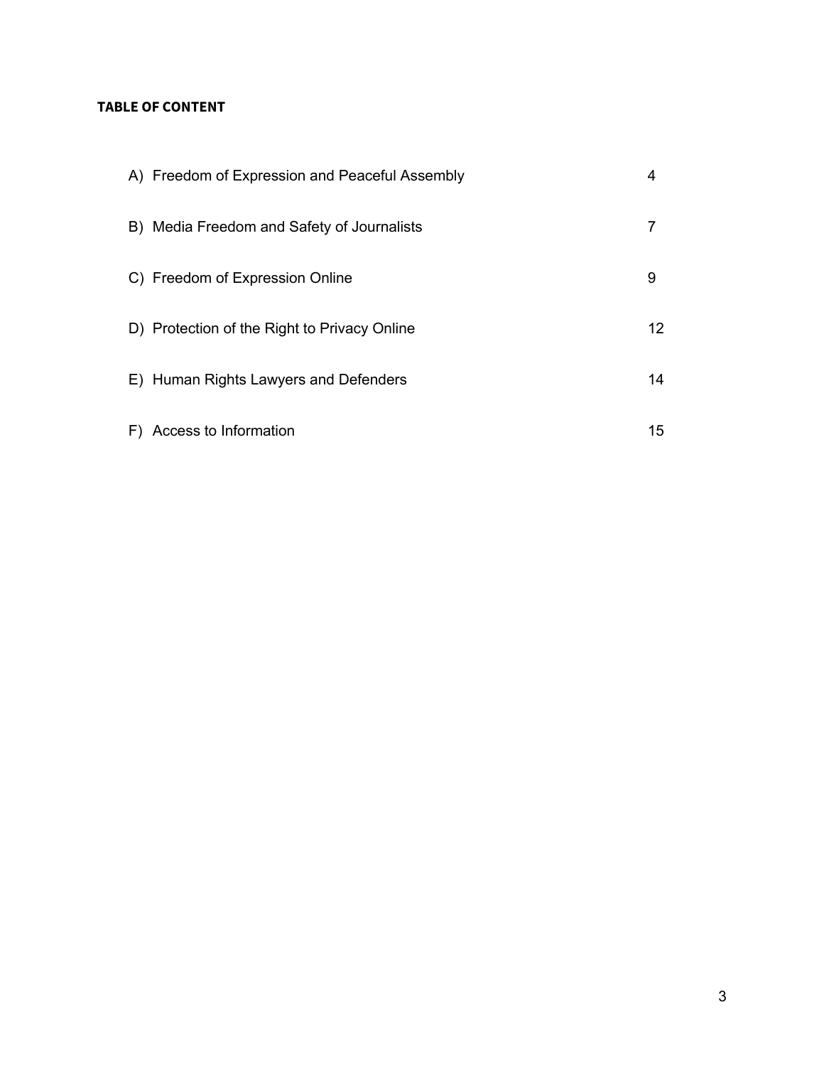**TABLE OF CONTENT**

| | |
|---|---|
| A) Freedom of Expression and Peaceful Assembly | 4 |
| B) Media Freedom and Safety of Journalists | 7 |
| C) Freedom of Expression Online | 9 |
| D) Protection of the Right to Privacy Online | 12 |
| E) Human Rights Lawyers and Defenders | 14 |
| F) Access to Information | 15 |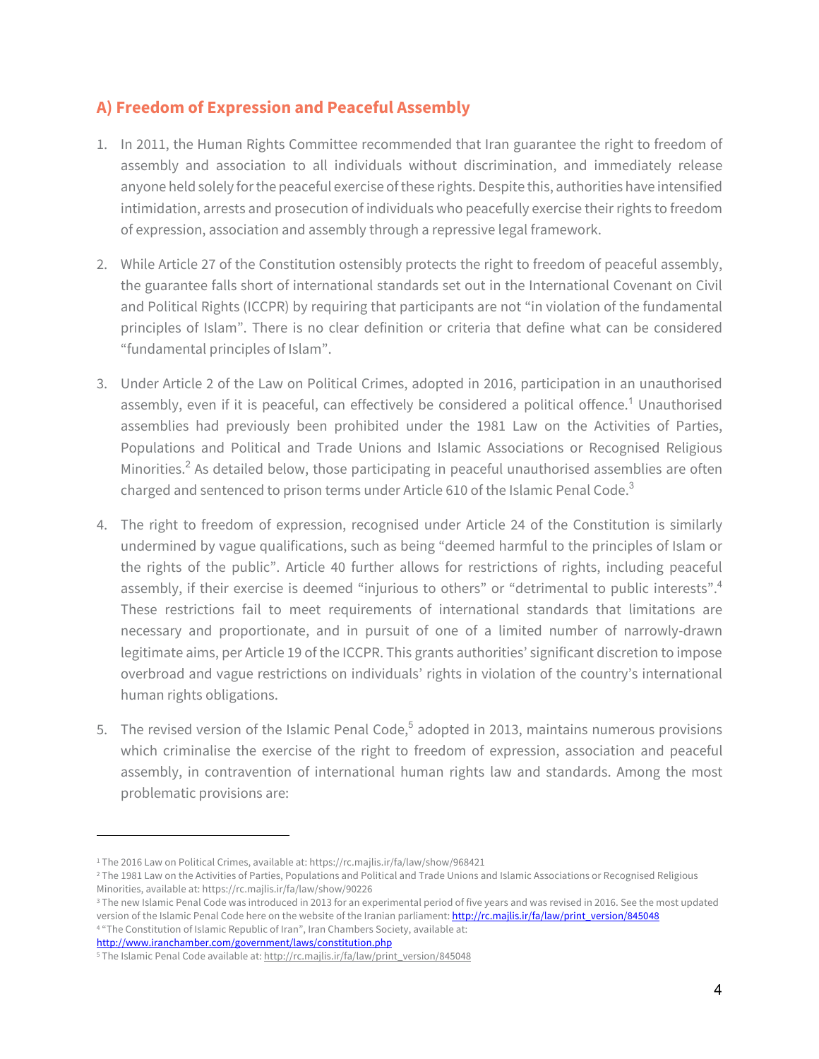## A) Freedom of Expression and Peaceful Assembly

1. In 2011, the Human Rights Committee recommended that Iran guarantee the right to freedom of assembly and association to all individuals without discrimination, and immediately release anyone held solely for the peaceful exercise of these rights. Despite this, authorities have intensified intimidation, arrests and prosecution of individuals who peacefully exercise their rights to freedom of expression, association and assembly through a repressive legal framework.

2. While Article 27 of the Constitution ostensibly protects the right to freedom of peaceful assembly, the guarantee falls short of international standards set out in the International Covenant on Civil and Political Rights (ICCPR) by requiring that participants are not "in violation of the fundamental principles of Islam". There is no clear definition or criteria that define what can be considered "fundamental principles of Islam".

3. Under Article 2 of the Law on Political Crimes, adopted in 2016, participation in an unauthorised assembly, even if it is peaceful, can effectively be considered a political offence.[1] Unauthorised assemblies had previously been prohibited under the 1981 Law on the Activities of Parties, Populations and Political and Trade Unions and Islamic Associations or Recognised Religious Minorities.[2] As detailed below, those participating in peaceful unauthorised assemblies are often charged and sentenced to prison terms under Article 610 of the Islamic Penal Code.[3]

4. The right to freedom of expression, recognised under Article 24 of the Constitution is similarly undermined by vague qualifications, such as being "deemed harmful to the principles of Islam or the rights of the public". Article 40 further allows for restrictions of rights, including peaceful assembly, if their exercise is deemed "injurious to others" or "detrimental to public interests".[4] These restrictions fail to meet requirements of international standards that limitations are necessary and proportionate, and in pursuit of one of a limited number of narrowly-drawn legitimate aims, per Article 19 of the ICCPR. This grants authorities' significant discretion to impose overbroad and vague restrictions on individuals' rights in violation of the country's international human rights obligations.

5. The revised version of the Islamic Penal Code,[5] adopted in 2013, maintains numerous provisions which criminalise the exercise of the right to freedom of expression, association and peaceful assembly, in contravention of international human rights law and standards. Among the most problematic provisions are:

---

[1] The 2016 Law on Political Crimes, available at: https://rc.majlis.ir/fa/law/show/968421

[2] The 1981 Law on the Activities of Parties, Populations and Political and Trade Unions and Islamic Associations or Recognised Religious Minorities, available at: https://rc.majlis.ir/fa/law/show/90226

[3] The new Islamic Penal Code was introduced in 2013 for an experimental period of five years and was revised in 2016. See the most updated version of the Islamic Penal Code here on the website of the Iranian parliament: http://rc.majlis.ir/fa/law/print_version/845048

[4] "The Constitution of Islamic Republic of Iran", Iran Chambers Society, available at: http://www.iranchamber.com/government/laws/constitution.php

[5] The Islamic Penal Code available at: http://rc.majlis.ir/fa/law/print_version/845048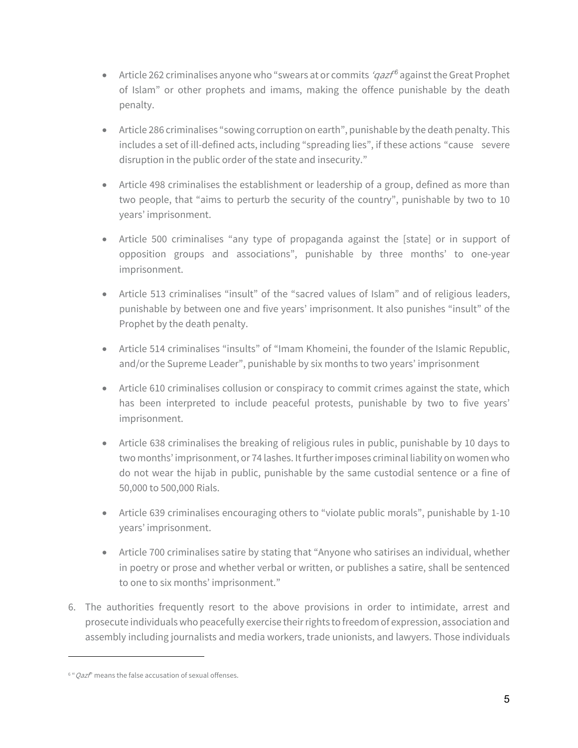- Article 262 criminalises anyone who "swears at or commits *'qazf*[6] against the Great Prophet of Islam" or other prophets and imams, making the offence punishable by the death penalty.

- Article 286 criminalises "sowing corruption on earth", punishable by the death penalty. This includes a set of ill-defined acts, including "spreading lies", if these actions "cause severe disruption in the public order of the state and insecurity."

- Article 498 criminalises the establishment or leadership of a group, defined as more than two people, that "aims to perturb the security of the country", punishable by two to 10 years' imprisonment.

- Article 500 criminalises "any type of propaganda against the [state] or in support of opposition groups and associations", punishable by three months' to one-year imprisonment.

- Article 513 criminalises "insult" of the "sacred values of Islam" and of religious leaders, punishable by between one and five years' imprisonment. It also punishes "insult" of the Prophet by the death penalty.

- Article 514 criminalises "insults" of "Imam Khomeini, the founder of the Islamic Republic, and/or the Supreme Leader", punishable by six months to two years' imprisonment

- Article 610 criminalises collusion or conspiracy to commit crimes against the state, which has been interpreted to include peaceful protests, punishable by two to five years' imprisonment.

- Article 638 criminalises the breaking of religious rules in public, punishable by 10 days to two months' imprisonment, or 74 lashes. It further imposes criminal liability on women who do not wear the hijab in public, punishable by the same custodial sentence or a fine of 50,000 to 500,000 Rials.

- Article 639 criminalises encouraging others to "violate public morals", punishable by 1-10 years' imprisonment.

- Article 700 criminalises satire by stating that "Anyone who satirises an individual, whether in poetry or prose and whether verbal or written, or publishes a satire, shall be sentenced to one to six months' imprisonment."

6. The authorities frequently resort to the above provisions in order to intimidate, arrest and prosecute individuals who peacefully exercise their rights to freedom of expression, association and assembly including journalists and media workers, trade unionists, and lawyers. Those individuals

---

[6] "*Qazf*" means the false accusation of sexual offenses.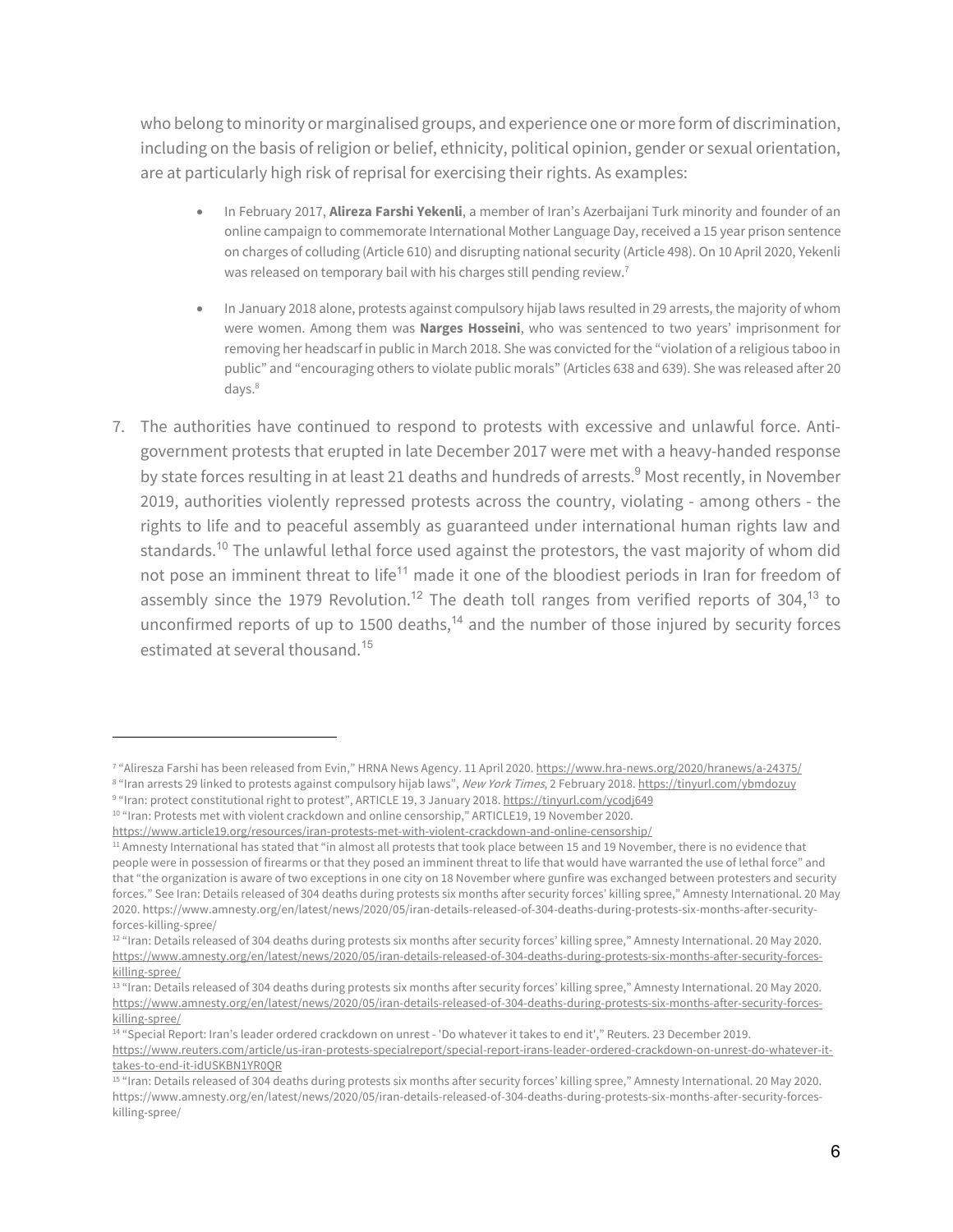who belong to minority or marginalised groups, and experience one or more form of discrimination, including on the basis of religion or belief, ethnicity, political opinion, gender or sexual orientation, are at particularly high risk of reprisal for exercising their rights. As examples:

- In February 2017, **Alireza Farshi Yekenli**, a member of Iran's Azerbaijani Turk minority and founder of an online campaign to commemorate International Mother Language Day, received a 15 year prison sentence on charges of colluding (Article 610) and disrupting national security (Article 498). On 10 April 2020, Yekenli was released on temporary bail with his charges still pending review.[7]
- In January 2018 alone, protests against compulsory hijab laws resulted in 29 arrests, the majority of whom were women. Among them was **Narges Hosseini**, who was sentenced to two years' imprisonment for removing her headscarf in public in March 2018. She was convicted for the "violation of a religious taboo in public" and "encouraging others to violate public morals" (Articles 638 and 639). She was released after 20 days.[8]

7. The authorities have continued to respond to protests with excessive and unlawful force. Anti-government protests that erupted in late December 2017 were met with a heavy-handed response by state forces resulting in at least 21 deaths and hundreds of arrests.[9] Most recently, in November 2019, authorities violently repressed protests across the country, violating - among others - the rights to life and to peaceful assembly as guaranteed under international human rights law and standards.[10] The unlawful lethal force used against the protestors, the vast majority of whom did not pose an imminent threat to life[11] made it one of the bloodiest periods in Iran for freedom of assembly since the 1979 Revolution.[12] The death toll ranges from verified reports of 304,[13] to unconfirmed reports of up to 1500 deaths,[14] and the number of those injured by security forces estimated at several thousand.[15]

---

[7] "Aliresza Farshi has been released from Evin," HRNA News Agency. 11 April 2020. https://www.hra-news.org/2020/hranews/a-24375/

[8] "Iran arrests 29 linked to protests against compulsory hijab laws", *New York Times*, 2 February 2018. https://tinyurl.com/ybmdozuy

[9] "Iran: protect constitutional right to protest", ARTICLE 19, 3 January 2018. https://tinyurl.com/ycodj649

[10] "Iran: Protests met with violent crackdown and online censorship," ARTICLE19, 19 November 2020. https://www.article19.org/resources/iran-protests-met-with-violent-crackdown-and-online-censorship/

[11] Amnesty International has stated that "in almost all protests that took place between 15 and 19 November, there is no evidence that people were in possession of firearms or that they posed an imminent threat to life that would have warranted the use of lethal force" and that "the organization is aware of two exceptions in one city on 18 November where gunfire was exchanged between protesters and security forces." See Iran: Details released of 304 deaths during protests six months after security forces' killing spree," Amnesty International. 20 May 2020. https://www.amnesty.org/en/latest/news/2020/05/iran-details-released-of-304-deaths-during-protests-six-months-after-security-forces-killing-spree/

[12] "Iran: Details released of 304 deaths during protests six months after security forces' killing spree," Amnesty International. 20 May 2020. https://www.amnesty.org/en/latest/news/2020/05/iran-details-released-of-304-deaths-during-protests-six-months-after-security-forces-killing-spree/

[13] "Iran: Details released of 304 deaths during protests six months after security forces' killing spree," Amnesty International. 20 May 2020. https://www.amnesty.org/en/latest/news/2020/05/iran-details-released-of-304-deaths-during-protests-six-months-after-security-forces-killing-spree/

[14] "Special Report: Iran's leader ordered crackdown on unrest - 'Do whatever it takes to end it'," Reuters. 23 December 2019. https://www.reuters.com/article/us-iran-protests-specialreport/special-report-irans-leader-ordered-crackdown-on-unrest-do-whatever-it-takes-to-end-it-idUSKBN1YR0QR

[15] "Iran: Details released of 304 deaths during protests six months after security forces' killing spree," Amnesty International. 20 May 2020. https://www.amnesty.org/en/latest/news/2020/05/iran-details-released-of-304-deaths-during-protests-six-months-after-security-forces-killing-spree/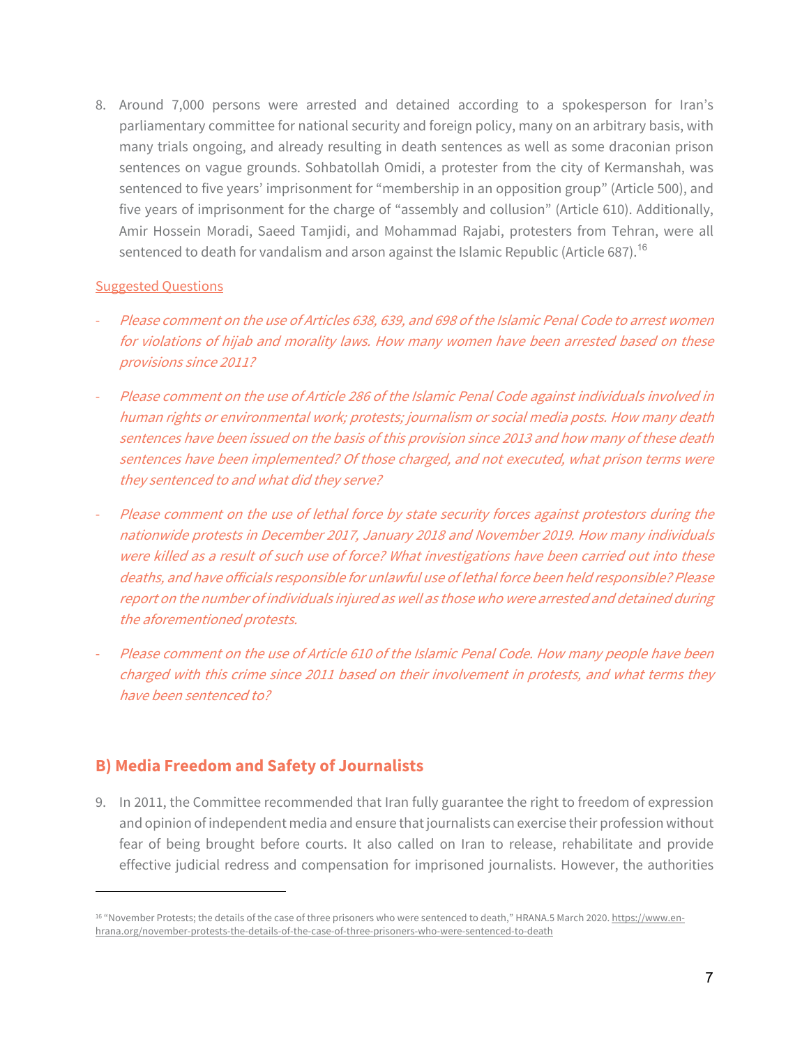8. Around 7,000 persons were arrested and detained according to a spokesperson for Iran's parliamentary committee for national security and foreign policy, many on an arbitrary basis, with many trials ongoing, and already resulting in death sentences as well as some draconian prison sentences on vague grounds. Sohbatollah Omidi, a protester from the city of Kermanshah, was sentenced to five years' imprisonment for "membership in an opposition group" (Article 500), and five years of imprisonment for the charge of "assembly and collusion" (Article 610). Additionally, Amir Hossein Moradi, Saeed Tamjidi, and Mohammad Rajabi, protesters from Tehran, were all sentenced to death for vandalism and arson against the Islamic Republic (Article 687).[16]

Suggested Questions

- *Please comment on the use of Articles 638, 639, and 698 of the Islamic Penal Code to arrest women for violations of hijab and morality laws. How many women have been arrested based on these provisions since 2011?*
- *Please comment on the use of Article 286 of the Islamic Penal Code against individuals involved in human rights or environmental work; protests; journalism or social media posts. How many death sentences have been issued on the basis of this provision since 2013 and how many of these death sentences have been implemented? Of those charged, and not executed, what prison terms were they sentenced to and what did they serve?*
- *Please comment on the use of lethal force by state security forces against protestors during the nationwide protests in December 2017, January 2018 and November 2019. How many individuals were killed as a result of such use of force? What investigations have been carried out into these deaths, and have officials responsible for unlawful use of lethal force been held responsible? Please report on the number of individuals injured as well as those who were arrested and detained during the aforementioned protests.*
- *Please comment on the use of Article 610 of the Islamic Penal Code. How many people have been charged with this crime since 2011 based on their involvement in protests, and what terms they have been sentenced to?*

## B) Media Freedom and Safety of Journalists

9. In 2011, the Committee recommended that Iran fully guarantee the right to freedom of expression and opinion of independent media and ensure that journalists can exercise their profession without fear of being brought before courts. It also called on Iran to release, rehabilitate and provide effective judicial redress and compensation for imprisoned journalists. However, the authorities

[16] "November Protests; the details of the case of three prisoners who were sentenced to death," HRANA.5 March 2020. https://www.en-hrana.org/november-protests-the-details-of-the-case-of-three-prisoners-who-were-sentenced-to-death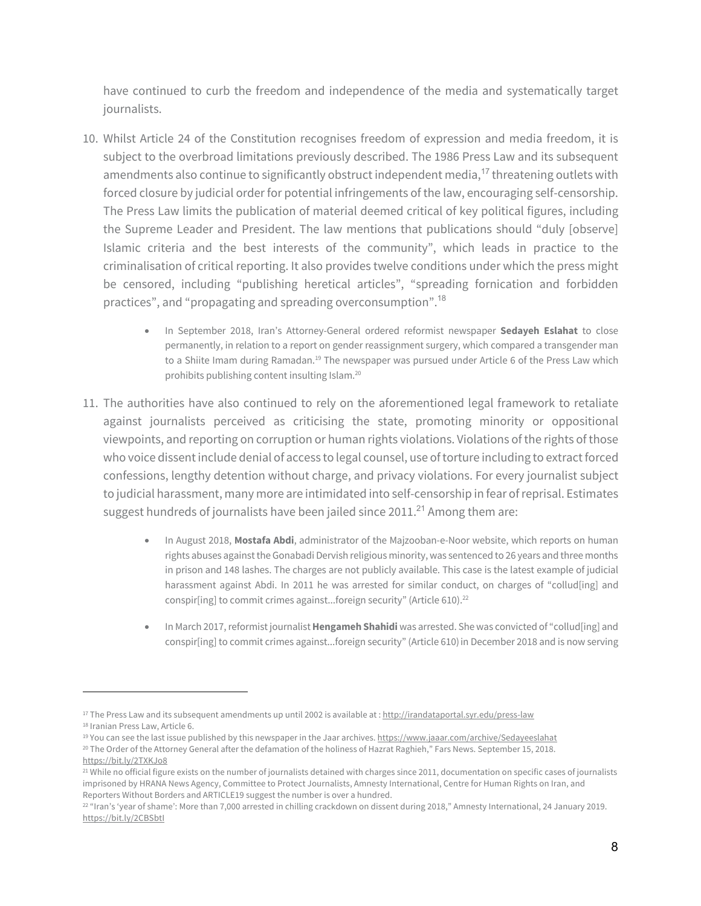have continued to curb the freedom and independence of the media and systematically target journalists.

10. Whilst Article 24 of the Constitution recognises freedom of expression and media freedom, it is subject to the overbroad limitations previously described. The 1986 Press Law and its subsequent amendments also continue to significantly obstruct independent media,[17] threatening outlets with forced closure by judicial order for potential infringements of the law, encouraging self-censorship. The Press Law limits the publication of material deemed critical of key political figures, including the Supreme Leader and President. The law mentions that publications should "duly [observe] Islamic criteria and the best interests of the community", which leads in practice to the criminalisation of critical reporting. It also provides twelve conditions under which the press might be censored, including "publishing heretical articles", "spreading fornication and forbidden practices", and "propagating and spreading overconsumption".[18]

    - In September 2018, Iran's Attorney-General ordered reformist newspaper **Sedayeh Eslahat** to close permanently, in relation to a report on gender reassignment surgery, which compared a transgender man to a Shiite Imam during Ramadan.[19] The newspaper was pursued under Article 6 of the Press Law which prohibits publishing content insulting Islam.[20]

11. The authorities have also continued to rely on the aforementioned legal framework to retaliate against journalists perceived as criticising the state, promoting minority or oppositional viewpoints, and reporting on corruption or human rights violations. Violations of the rights of those who voice dissent include denial of access to legal counsel, use of torture including to extract forced confessions, lengthy detention without charge, and privacy violations. For every journalist subject to judicial harassment, many more are intimidated into self-censorship in fear of reprisal. Estimates suggest hundreds of journalists have been jailed since 2011.[21] Among them are:

    - In August 2018, **Mostafa Abdi**, administrator of the Majzooban-e-Noor website, which reports on human rights abuses against the Gonabadi Dervish religious minority, was sentenced to 26 years and three months in prison and 148 lashes. The charges are not publicly available. This case is the latest example of judicial harassment against Abdi. In 2011 he was arrested for similar conduct, on charges of "collud[ing] and conspir[ing] to commit crimes against...foreign security" (Article 610).[22]

    - In March 2017, reformist journalist **Hengameh Shahidi** was arrested. She was convicted of "collud[ing] and conspir[ing] to commit crimes against...foreign security" (Article 610) in December 2018 and is now serving

---

[17] The Press Law and its subsequent amendments up until 2002 is available at : http://irandataportal.syr.edu/press-law

[18] Iranian Press Law, Article 6.

[19] You can see the last issue published by this newspaper in the Jaar archives. https://www.jaaar.com/archive/Sedayeeslahat

[20] The Order of the Attorney General after the defamation of the holiness of Hazrat Raghieh," Fars News. September 15, 2018. https://bit.ly/2TXKJo8

[21] While no official figure exists on the number of journalists detained with charges since 2011, documentation on specific cases of journalists imprisoned by HRANA News Agency, Committee to Protect Journalists, Amnesty International, Centre for Human Rights on Iran, and Reporters Without Borders and ARTICLE19 suggest the number is over a hundred.

[22] "Iran's 'year of shame': More than 7,000 arrested in chilling crackdown on dissent during 2018," Amnesty International, 24 January 2019. https://bit.ly/2CBSbtI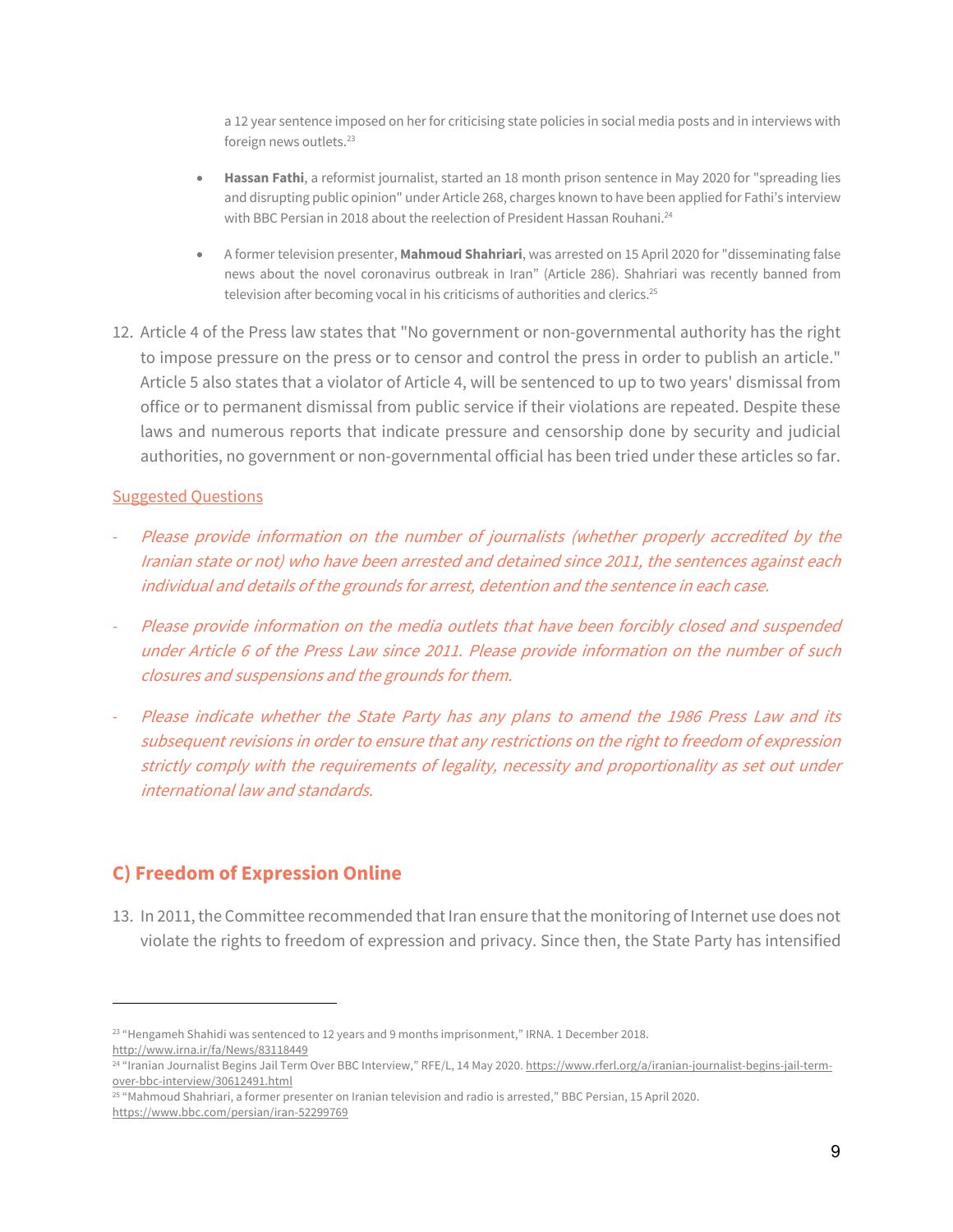a 12 year sentence imposed on her for criticising state policies in social media posts and in interviews with foreign news outlets.[23]

- **Hassan Fathi**, a reformist journalist, started an 18 month prison sentence in May 2020 for "spreading lies and disrupting public opinion" under Article 268, charges known to have been applied for Fathi's interview with BBC Persian in 2018 about the reelection of President Hassan Rouhani.[24]

- A former television presenter, **Mahmoud Shahriari**, was arrested on 15 April 2020 for "disseminating false news about the novel coronavirus outbreak in Iran" (Article 286). Shahriari was recently banned from television after becoming vocal in his criticisms of authorities and clerics.[25]

12. Article 4 of the Press law states that "No government or non-governmental authority has the right to impose pressure on the press or to censor and control the press in order to publish an article." Article 5 also states that a violator of Article 4, will be sentenced to up to two years' dismissal from office or to permanent dismissal from public service if their violations are repeated. Despite these laws and numerous reports that indicate pressure and censorship done by security and judicial authorities, no government or non-governmental official has been tried under these articles so far.

Suggested Questions

- *Please provide information on the number of journalists (whether properly accredited by the Iranian state or not) who have been arrested and detained since 2011, the sentences against each individual and details of the grounds for arrest, detention and the sentence in each case.*

- *Please provide information on the media outlets that have been forcibly closed and suspended under Article 6 of the Press Law since 2011. Please provide information on the number of such closures and suspensions and the grounds for them.*

- *Please indicate whether the State Party has any plans to amend the 1986 Press Law and its subsequent revisions in order to ensure that any restrictions on the right to freedom of expression strictly comply with the requirements of legality, necessity and proportionality as set out under international law and standards.*

## C) Freedom of Expression Online

13. In 2011, the Committee recommended that Iran ensure that the monitoring of Internet use does not violate the rights to freedom of expression and privacy. Since then, the State Party has intensified

---

[23] "Hengameh Shahidi was sentenced to 12 years and 9 months imprisonment," IRNA. 1 December 2018. http://www.irna.ir/fa/News/83118449

[24] "Iranian Journalist Begins Jail Term Over BBC Interview," RFE/L, 14 May 2020. https://www.rferl.org/a/iranian-journalist-begins-jail-term-over-bbc-interview/30612491.html

[25] "Mahmoud Shahriari, a former presenter on Iranian television and radio is arrested," BBC Persian, 15 April 2020. https://www.bbc.com/persian/iran-52299769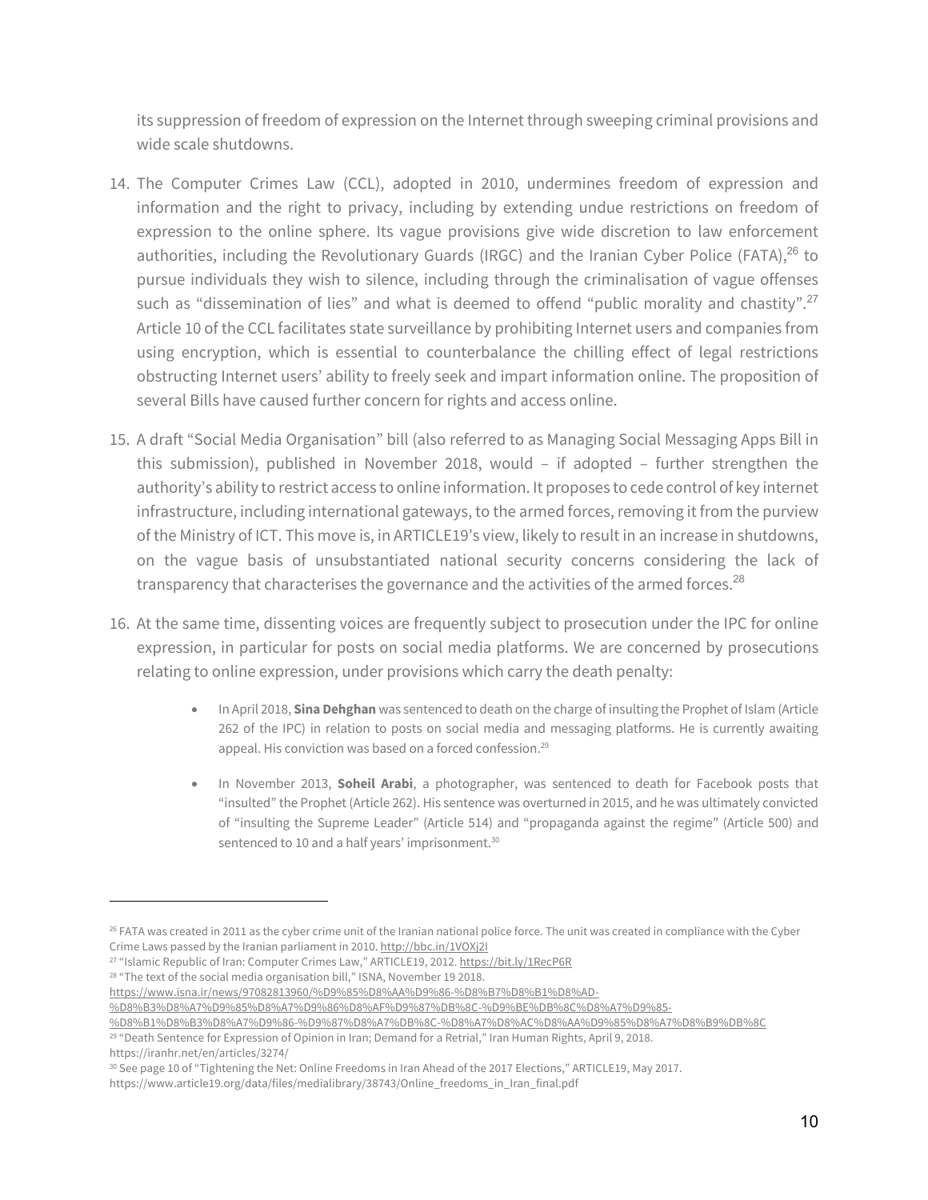its suppression of freedom of expression on the Internet through sweeping criminal provisions and wide scale shutdowns.

14. The Computer Crimes Law (CCL), adopted in 2010, undermines freedom of expression and information and the right to privacy, including by extending undue restrictions on freedom of expression to the online sphere. Its vague provisions give wide discretion to law enforcement authorities, including the Revolutionary Guards (IRGC) and the Iranian Cyber Police (FATA),[26] to pursue individuals they wish to silence, including through the criminalisation of vague offenses such as "dissemination of lies" and what is deemed to offend "public morality and chastity".[27] Article 10 of the CCL facilitates state surveillance by prohibiting Internet users and companies from using encryption, which is essential to counterbalance the chilling effect of legal restrictions obstructing Internet users' ability to freely seek and impart information online. The proposition of several Bills have caused further concern for rights and access online.

15. A draft "Social Media Organisation" bill (also referred to as Managing Social Messaging Apps Bill in this submission), published in November 2018, would – if adopted – further strengthen the authority's ability to restrict access to online information. It proposes to cede control of key internet infrastructure, including international gateways, to the armed forces, removing it from the purview of the Ministry of ICT. This move is, in ARTICLE19's view, likely to result in an increase in shutdowns, on the vague basis of unsubstantiated national security concerns considering the lack of transparency that characterises the governance and the activities of the armed forces.[28]

16. At the same time, dissenting voices are frequently subject to prosecution under the IPC for online expression, in particular for posts on social media platforms. We are concerned by prosecutions relating to online expression, under provisions which carry the death penalty:

    - In April 2018, **Sina Dehghan** was sentenced to death on the charge of insulting the Prophet of Islam (Article 262 of the IPC) in relation to posts on social media and messaging platforms. He is currently awaiting appeal. His conviction was based on a forced confession.[29]

    - In November 2013, **Soheil Arabi**, a photographer, was sentenced to death for Facebook posts that "insulted" the Prophet (Article 262). His sentence was overturned in 2015, and he was ultimately convicted of "insulting the Supreme Leader" (Article 514) and "propaganda against the regime" (Article 500) and sentenced to 10 and a half years' imprisonment.[30]

---

[26] FATA was created in 2011 as the cyber crime unit of the Iranian national police force. The unit was created in compliance with the Cyber Crime Laws passed by the Iranian parliament in 2010. http://bbc.in/1VOXj2I

[27] "Islamic Republic of Iran: Computer Crimes Law," ARTICLE19, 2012. https://bit.ly/1RecP6R

[28] "The text of the social media organisation bill," ISNA, November 19 2018. https://www.isna.ir/news/97082813960/%D9%85%D8%AA%D9%86-%D8%B7%D8%B1%D8%AD-%D8%B3%D8%A7%D9%85%D8%A7%D9%86%D8%AF%D9%87%DB%8C-%D9%BE%DB%8C%D8%A7%D9%85-%D8%B1%D8%B3%D8%A7%D9%86-%D9%87%D8%A7%DB%8C-%D8%A7%D8%AC%D8%AA%D9%85%D8%A7%D8%B9%DB%8C

[29] "Death Sentence for Expression of Opinion in Iran; Demand for a Retrial," Iran Human Rights, April 9, 2018. https://iranhr.net/en/articles/3274/

[30] See page 10 of "Tightening the Net: Online Freedoms in Iran Ahead of the 2017 Elections," ARTICLE19, May 2017. https://www.article19.org/data/files/medialibrary/38743/Online_freedoms_in_Iran_final.pdf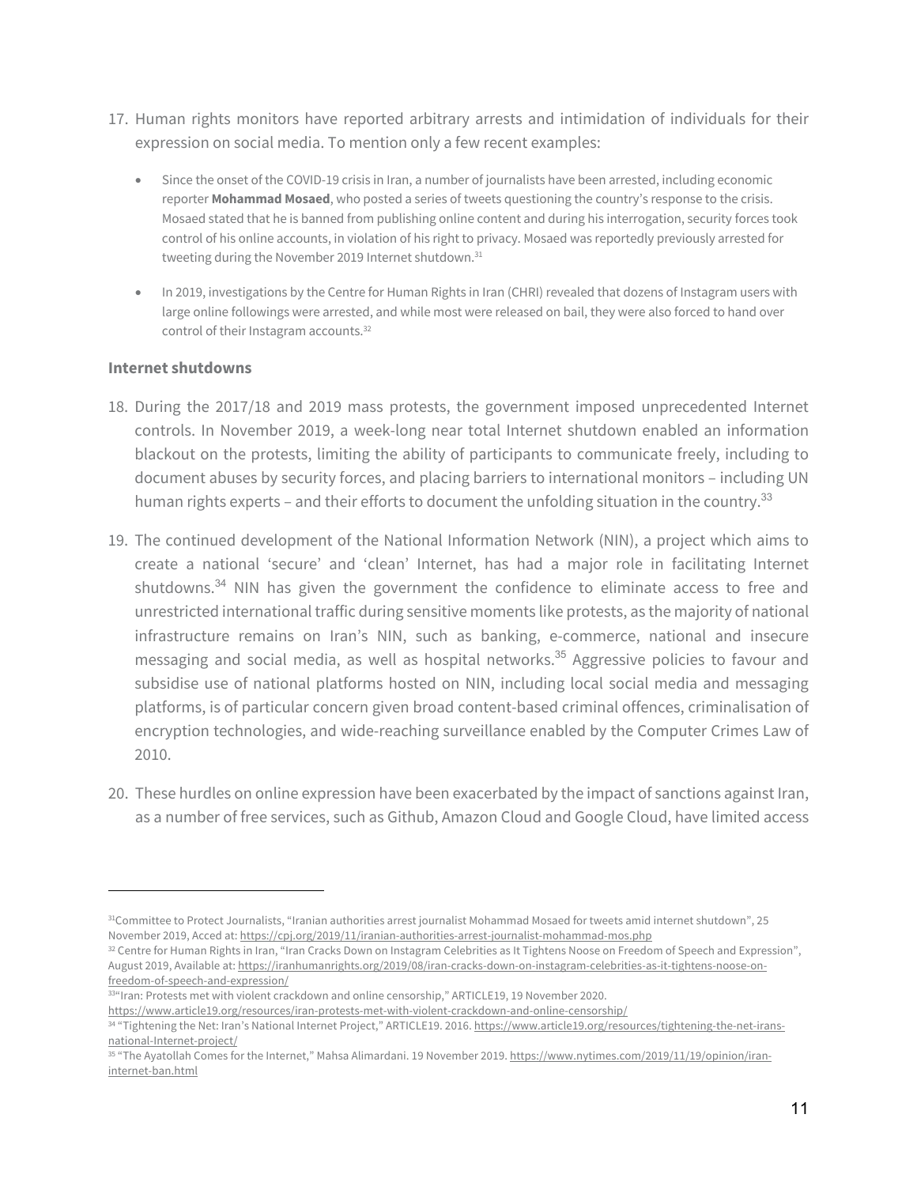17. Human rights monitors have reported arbitrary arrests and intimidation of individuals for their expression on social media. To mention only a few recent examples:

    - Since the onset of the COVID-19 crisis in Iran, a number of journalists have been arrested, including economic reporter **Mohammad Mosaed**, who posted a series of tweets questioning the country's response to the crisis. Mosaed stated that he is banned from publishing online content and during his interrogation, security forces took control of his online accounts, in violation of his right to privacy. Mosaed was reportedly previously arrested for tweeting during the November 2019 Internet shutdown.[31]

    - In 2019, investigations by the Centre for Human Rights in Iran (CHRI) revealed that dozens of Instagram users with large online followings were arrested, and while most were released on bail, they were also forced to hand over control of their Instagram accounts.[32]

### Internet shutdowns

18. During the 2017/18 and 2019 mass protests, the government imposed unprecedented Internet controls. In November 2019, a week-long near total Internet shutdown enabled an information blackout on the protests, limiting the ability of participants to communicate freely, including to document abuses by security forces, and placing barriers to international monitors – including UN human rights experts – and their efforts to document the unfolding situation in the country.[33]

19. The continued development of the National Information Network (NIN), a project which aims to create a national 'secure' and 'clean' Internet, has had a major role in facilitating Internet shutdowns.[34] NIN has given the government the confidence to eliminate access to free and unrestricted international traffic during sensitive moments like protests, as the majority of national infrastructure remains on Iran's NIN, such as banking, e-commerce, national and insecure messaging and social media, as well as hospital networks.[35] Aggressive policies to favour and subsidise use of national platforms hosted on NIN, including local social media and messaging platforms, is of particular concern given broad content-based criminal offences, criminalisation of encryption technologies, and wide-reaching surveillance enabled by the Computer Crimes Law of 2010.

20. These hurdles on online expression have been exacerbated by the impact of sanctions against Iran, as a number of free services, such as Github, Amazon Cloud and Google Cloud, have limited access

---

[31] Committee to Protect Journalists, "Iranian authorities arrest journalist Mohammad Mosaed for tweets amid internet shutdown", 25 November 2019, Acced at: https://cpj.org/2019/11/iranian-authorities-arrest-journalist-mohammad-mos.php

[32] Centre for Human Rights in Iran, "Iran Cracks Down on Instagram Celebrities as It Tightens Noose on Freedom of Speech and Expression", August 2019, Available at: https://iranhumanrights.org/2019/08/iran-cracks-down-on-instagram-celebrities-as-it-tightens-noose-on-freedom-of-speech-and-expression/

[33] "Iran: Protests met with violent crackdown and online censorship," ARTICLE19, 19 November 2020. https://www.article19.org/resources/iran-protests-met-with-violent-crackdown-and-online-censorship/

[34] "Tightening the Net: Iran's National Internet Project," ARTICLE19. 2016. https://www.article19.org/resources/tightening-the-net-irans-national-Internet-project/

[35] "The Ayatollah Comes for the Internet," Mahsa Alimardani. 19 November 2019. https://www.nytimes.com/2019/11/19/opinion/iran-internet-ban.html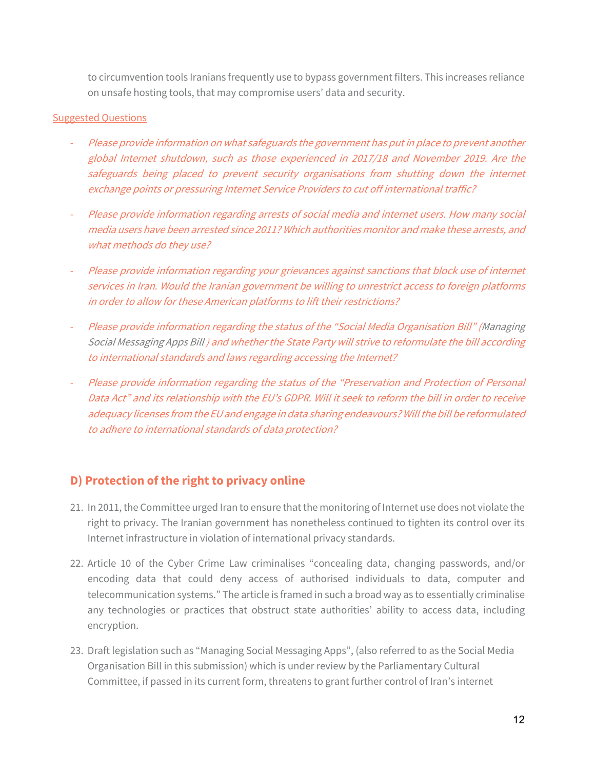to circumvention tools Iranians frequently use to bypass government filters. This increases reliance on unsafe hosting tools, that may compromise users' data and security.

Suggested Questions

- *Please provide information on what safeguards the government has put in place to prevent another global Internet shutdown, such as those experienced in 2017/18 and November 2019. Are the safeguards being placed to prevent security organisations from shutting down the internet exchange points or pressuring Internet Service Providers to cut off international traffic?*

- *Please provide information regarding arrests of social media and internet users. How many social media users have been arrested since 2011? Which authorities monitor and make these arrests, and what methods do they use?*

- *Please provide information regarding your grievances against sanctions that block use of internet services in Iran. Would the Iranian government be willing to unrestrict access to foreign platforms in order to allow for these American platforms to lift their restrictions?*

- *Please provide information regarding the status of the "Social Media Organisation Bill" (Managing Social Messaging Apps Bill ) and whether the State Party will strive to reformulate the bill according to international standards and laws regarding accessing the Internet?*

- *Please provide information regarding the status of the "Preservation and Protection of Personal Data Act" and its relationship with the EU's GDPR. Will it seek to reform the bill in order to receive adequacy licenses from the EU and engage in data sharing endeavours? Will the bill be reformulated to adhere to international standards of data protection?*

## D) Protection of the right to privacy online

21. In 2011, the Committee urged Iran to ensure that the monitoring of Internet use does not violate the right to privacy. The Iranian government has nonetheless continued to tighten its control over its Internet infrastructure in violation of international privacy standards.

22. Article 10 of the Cyber Crime Law criminalises "concealing data, changing passwords, and/or encoding data that could deny access of authorised individuals to data, computer and telecommunication systems." The article is framed in such a broad way as to essentially criminalise any technologies or practices that obstruct state authorities' ability to access data, including encryption.

23. Draft legislation such as "Managing Social Messaging Apps", (also referred to as the Social Media Organisation Bill in this submission) which is under review by the Parliamentary Cultural Committee, if passed in its current form, threatens to grant further control of Iran's internet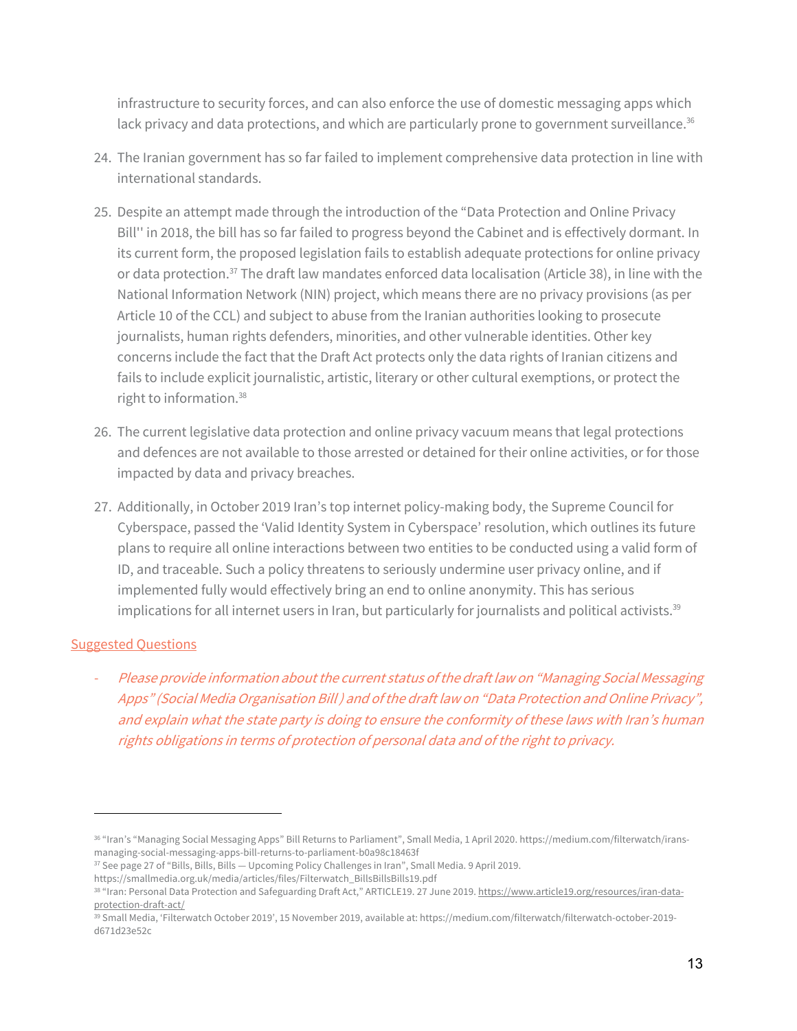infrastructure to security forces, and can also enforce the use of domestic messaging apps which lack privacy and data protections, and which are particularly prone to government surveillance.[36]

24. The Iranian government has so far failed to implement comprehensive data protection in line with international standards.

25. Despite an attempt made through the introduction of the "Data Protection and Online Privacy Bill'' in 2018, the bill has so far failed to progress beyond the Cabinet and is effectively dormant. In its current form, the proposed legislation fails to establish adequate protections for online privacy or data protection.[37] The draft law mandates enforced data localisation (Article 38), in line with the National Information Network (NIN) project, which means there are no privacy provisions (as per Article 10 of the CCL) and subject to abuse from the Iranian authorities looking to prosecute journalists, human rights defenders, minorities, and other vulnerable identities. Other key concerns include the fact that the Draft Act protects only the data rights of Iranian citizens and fails to include explicit journalistic, artistic, literary or other cultural exemptions, or protect the right to information.[38]

26. The current legislative data protection and online privacy vacuum means that legal protections and defences are not available to those arrested or detained for their online activities, or for those impacted by data and privacy breaches.

27. Additionally, in October 2019 Iran's top internet policy-making body, the Supreme Council for Cyberspace, passed the 'Valid Identity System in Cyberspace' resolution, which outlines its future plans to require all online interactions between two entities to be conducted using a valid form of ID, and traceable. Such a policy threatens to seriously undermine user privacy online, and if implemented fully would effectively bring an end to online anonymity. This has serious implications for all internet users in Iran, but particularly for journalists and political activists.[39]

Suggested Questions

- *Please provide information about the current status of the draft law on "Managing Social Messaging Apps" (Social Media Organisation Bill ) and of the draft law on "Data Protection and Online Privacy", and explain what the state party is doing to ensure the conformity of these laws with Iran's human rights obligations in terms of protection of personal data and of the right to privacy.*

---

[36] "Iran's "Managing Social Messaging Apps" Bill Returns to Parliament", Small Media, 1 April 2020. https://medium.com/filterwatch/irans-managing-social-messaging-apps-bill-returns-to-parliament-b0a98c18463f

[37] See page 27 of "Bills, Bills, Bills — Upcoming Policy Challenges in Iran", Small Media. 9 April 2019. https://smallmedia.org.uk/media/articles/files/Filterwatch_BillsBillsBills19.pdf

[38] "Iran: Personal Data Protection and Safeguarding Draft Act," ARTICLE19. 27 June 2019. https://www.article19.org/resources/iran-data-protection-draft-act/

[39] Small Media, 'Filterwatch October 2019', 15 November 2019, available at: https://medium.com/filterwatch/filterwatch-october-2019-d671d23e52c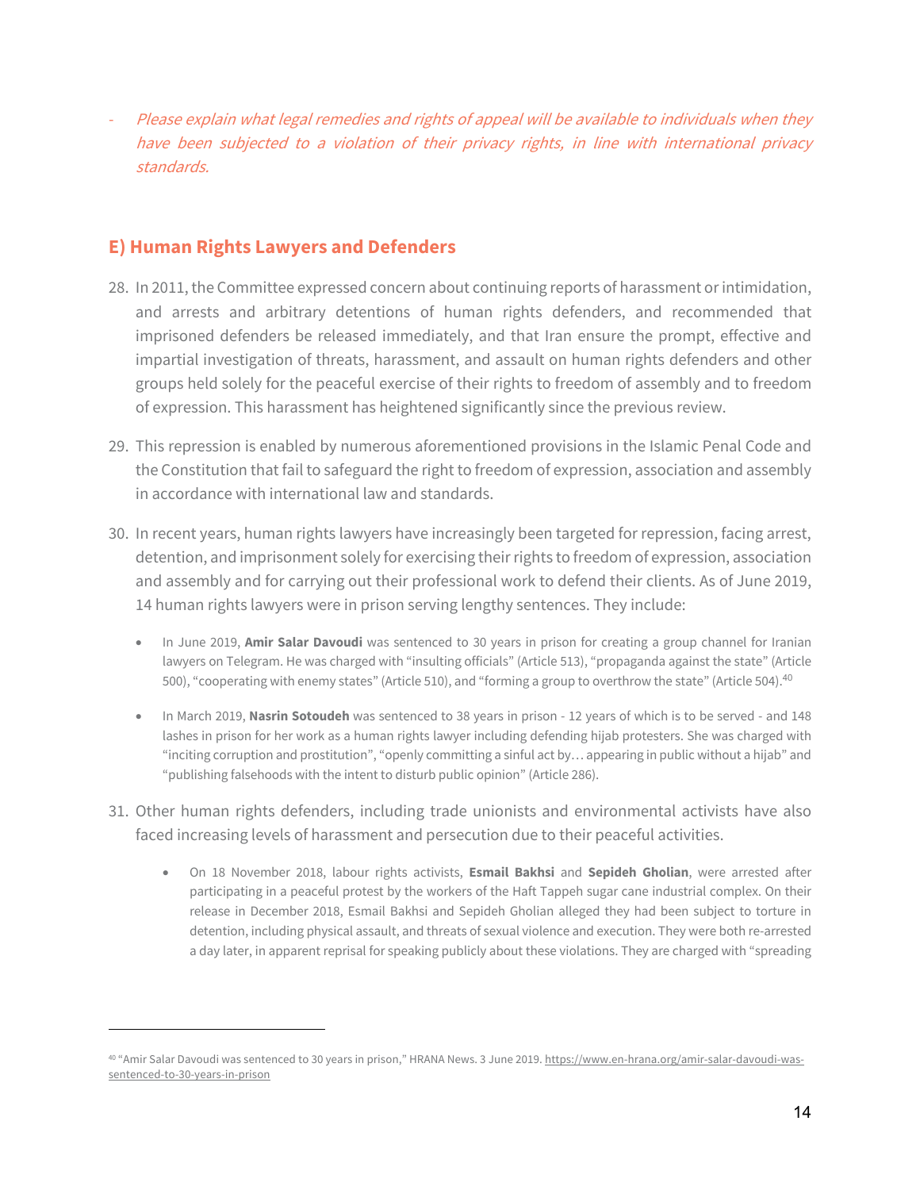- *Please explain what legal remedies and rights of appeal will be available to individuals when they have been subjected to a violation of their privacy rights, in line with international privacy standards.*

## E) Human Rights Lawyers and Defenders

28. In 2011, the Committee expressed concern about continuing reports of harassment or intimidation, and arrests and arbitrary detentions of human rights defenders, and recommended that imprisoned defenders be released immediately, and that Iran ensure the prompt, effective and impartial investigation of threats, harassment, and assault on human rights defenders and other groups held solely for the peaceful exercise of their rights to freedom of assembly and to freedom of expression. This harassment has heightened significantly since the previous review.

29. This repression is enabled by numerous aforementioned provisions in the Islamic Penal Code and the Constitution that fail to safeguard the right to freedom of expression, association and assembly in accordance with international law and standards.

30. In recent years, human rights lawyers have increasingly been targeted for repression, facing arrest, detention, and imprisonment solely for exercising their rights to freedom of expression, association and assembly and for carrying out their professional work to defend their clients. As of June 2019, 14 human rights lawyers were in prison serving lengthy sentences. They include:

    - In June 2019, **Amir Salar Davoudi** was sentenced to 30 years in prison for creating a group channel for Iranian lawyers on Telegram. He was charged with "insulting officials" (Article 513), "propaganda against the state" (Article 500), "cooperating with enemy states" (Article 510), and "forming a group to overthrow the state" (Article 504).[40]

    - In March 2019, **Nasrin Sotoudeh** was sentenced to 38 years in prison - 12 years of which is to be served - and 148 lashes in prison for her work as a human rights lawyer including defending hijab protesters. She was charged with "inciting corruption and prostitution", "openly committing a sinful act by… appearing in public without a hijab" and "publishing falsehoods with the intent to disturb public opinion" (Article 286).

31. Other human rights defenders, including trade unionists and environmental activists have also faced increasing levels of harassment and persecution due to their peaceful activities.

    - On 18 November 2018, labour rights activists, **Esmail Bakhsi** and **Sepideh Gholian**, were arrested after participating in a peaceful protest by the workers of the Haft Tappeh sugar cane industrial complex. On their release in December 2018, Esmail Bakhsi and Sepideh Gholian alleged they had been subject to torture in detention, including physical assault, and threats of sexual violence and execution. They were both re-arrested a day later, in apparent reprisal for speaking publicly about these violations. They are charged with "spreading

[40] "Amir Salar Davoudi was sentenced to 30 years in prison," HRANA News. 3 June 2019. https://www.en-hrana.org/amir-salar-davoudi-was-sentenced-to-30-years-in-prison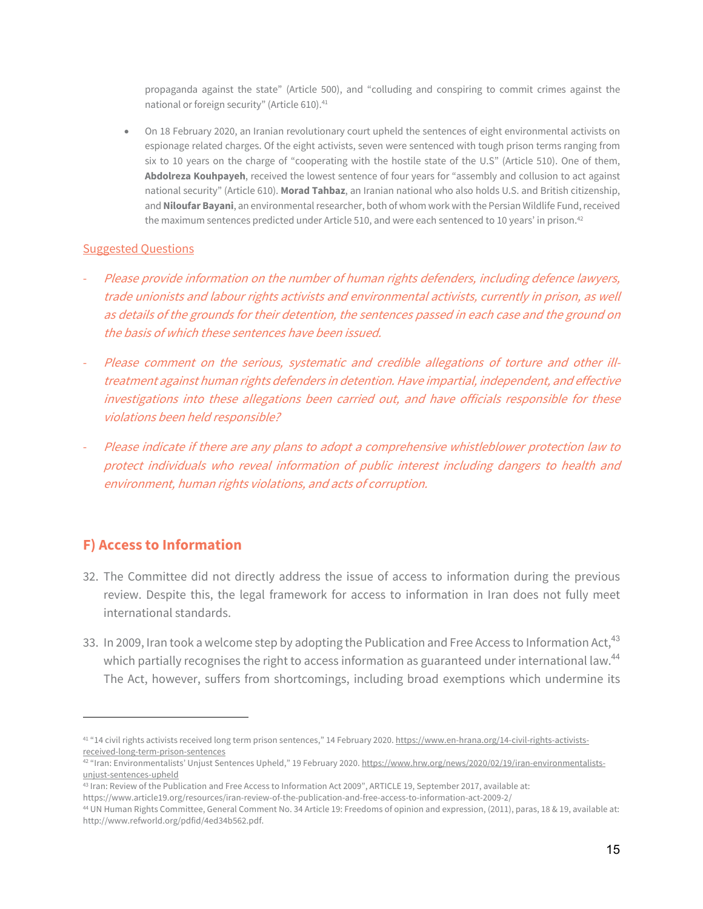propaganda against the state" (Article 500), and "colluding and conspiring to commit crimes against the national or foreign security" (Article 610).[41]

- On 18 February 2020, an Iranian revolutionary court upheld the sentences of eight environmental activists on espionage related charges. Of the eight activists, seven were sentenced with tough prison terms ranging from six to 10 years on the charge of "cooperating with the hostile state of the U.S" (Article 510). One of them, **Abdolreza Kouhpayeh**, received the lowest sentence of four years for "assembly and collusion to act against national security" (Article 610). **Morad Tahbaz**, an Iranian national who also holds U.S. and British citizenship, and **Niloufar Bayani**, an environmental researcher, both of whom work with the Persian Wildlife Fund, received the maximum sentences predicted under Article 510, and were each sentenced to 10 years' in prison.[42]

Suggested Questions

- *Please provide information on the number of human rights defenders, including defence lawyers, trade unionists and labour rights activists and environmental activists, currently in prison, as well as details of the grounds for their detention, the sentences passed in each case and the ground on the basis of which these sentences have been issued.*
- *Please comment on the serious, systematic and credible allegations of torture and other ill-treatment against human rights defenders in detention. Have impartial, independent, and effective investigations into these allegations been carried out, and have officials responsible for these violations been held responsible?*
- *Please indicate if there are any plans to adopt a comprehensive whistleblower protection law to protect individuals who reveal information of public interest including dangers to health and environment, human rights violations, and acts of corruption.*

## F) Access to Information

32. The Committee did not directly address the issue of access to information during the previous review. Despite this, the legal framework for access to information in Iran does not fully meet international standards.

33. In 2009, Iran took a welcome step by adopting the Publication and Free Access to Information Act,[43] which partially recognises the right to access information as guaranteed under international law.[44] The Act, however, suffers from shortcomings, including broad exemptions which undermine its

---

[41] "14 civil rights activists received long term prison sentences," 14 February 2020. https://www.en-hrana.org/14-civil-rights-activists-received-long-term-prison-sentences

[42] "Iran: Environmentalists' Unjust Sentences Upheld," 19 February 2020. https://www.hrw.org/news/2020/02/19/iran-environmentalists-unjust-sentences-upheld

[43] Iran: Review of the Publication and Free Access to Information Act 2009", ARTICLE 19, September 2017, available at: https://www.article19.org/resources/iran-review-of-the-publication-and-free-access-to-information-act-2009-2/

[44] UN Human Rights Committee, General Comment No. 34 Article 19: Freedoms of opinion and expression, (2011), paras, 18 & 19, available at: http://www.refworld.org/pdfid/4ed34b562.pdf.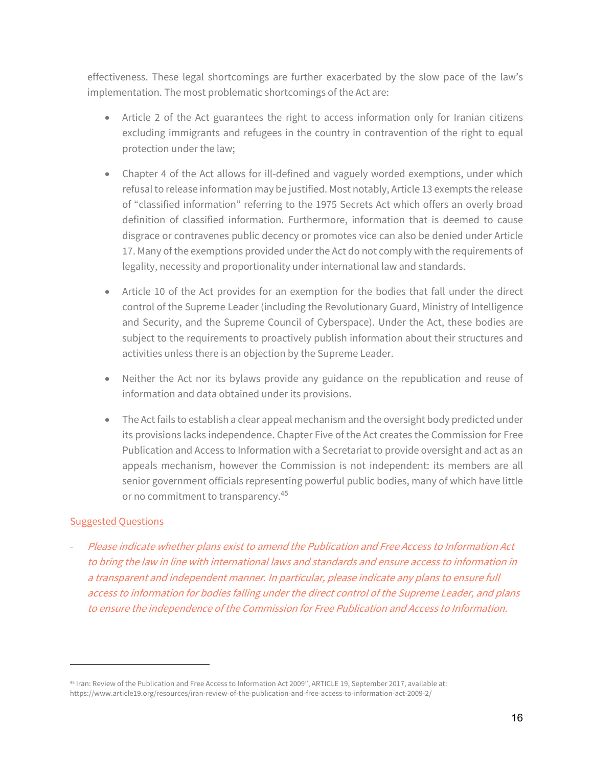effectiveness. These legal shortcomings are further exacerbated by the slow pace of the law's implementation. The most problematic shortcomings of the Act are:

- Article 2 of the Act guarantees the right to access information only for Iranian citizens excluding immigrants and refugees in the country in contravention of the right to equal protection under the law;
- Chapter 4 of the Act allows for ill-defined and vaguely worded exemptions, under which refusal to release information may be justified. Most notably, Article 13 exempts the release of "classified information" referring to the 1975 Secrets Act which offers an overly broad definition of classified information. Furthermore, information that is deemed to cause disgrace or contravenes public decency or promotes vice can also be denied under Article 17. Many of the exemptions provided under the Act do not comply with the requirements of legality, necessity and proportionality under international law and standards.
- Article 10 of the Act provides for an exemption for the bodies that fall under the direct control of the Supreme Leader (including the Revolutionary Guard, Ministry of Intelligence and Security, and the Supreme Council of Cyberspace). Under the Act, these bodies are subject to the requirements to proactively publish information about their structures and activities unless there is an objection by the Supreme Leader.
- Neither the Act nor its bylaws provide any guidance on the republication and reuse of information and data obtained under its provisions.
- The Act fails to establish a clear appeal mechanism and the oversight body predicted under its provisions lacks independence. Chapter Five of the Act creates the Commission for Free Publication and Access to Information with a Secretariat to provide oversight and act as an appeals mechanism, however the Commission is not independent: its members are all senior government officials representing powerful public bodies, many of which have little or no commitment to transparency.[45]

Suggested Questions

- *Please indicate whether plans exist to amend the Publication and Free Access to Information Act to bring the law in line with international laws and standards and ensure access to information in a transparent and independent manner. In particular, please indicate any plans to ensure full access to information for bodies falling under the direct control of the Supreme Leader, and plans to ensure the independence of the Commission for Free Publication and Access to Information.*

---

[45] Iran: Review of the Publication and Free Access to Information Act 2009", ARTICLE 19, September 2017, available at: https://www.article19.org/resources/iran-review-of-the-publication-and-free-access-to-information-act-2009-2/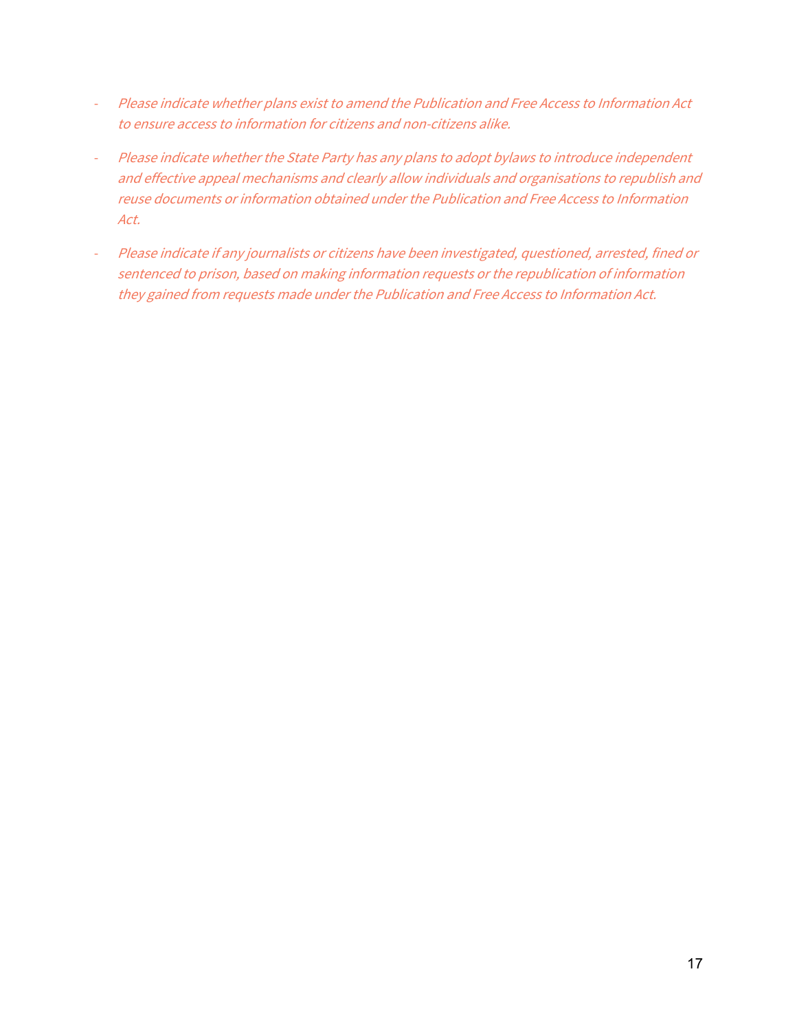- *Please indicate whether plans exist to amend the Publication and Free Access to Information Act to ensure access to information for citizens and non-citizens alike.*
- *Please indicate whether the State Party has any plans to adopt bylaws to introduce independent and effective appeal mechanisms and clearly allow individuals and organisations to republish and reuse documents or information obtained under the Publication and Free Access to Information Act.*
- *Please indicate if any journalists or citizens have been investigated, questioned, arrested, fined or sentenced to prison, based on making information requests or the republication of information they gained from requests made under the Publication and Free Access to Information Act.*